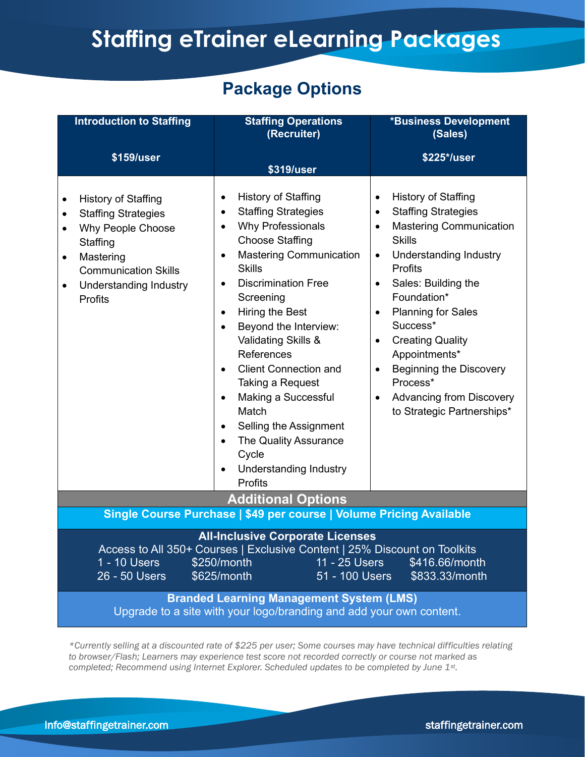# Staffing eTrainer eLearning Packages

## Package Options

| Introduction to Staffing<br><br>$159/user | Staffing Operations (Recruiter)<br><br>$319/user | *Business Development (Sales)<br><br>$225*/user |
|---|---|---|
| • History of Staffing<br>• Staffing Strategies<br>• Why People Choose Staffing<br>• Mastering Communication Skills<br>• Understanding Industry Profits | • History of Staffing<br>• Staffing Strategies<br>• Why Professionals Choose Staffing<br>• Mastering Communication Skills<br>• Discrimination Free Screening<br>• Hiring the Best<br>• Beyond the Interview: Validating Skills & References<br>• Client Connection and Taking a Request<br>• Making a Successful Match<br>• Selling the Assignment<br>• The Quality Assurance Cycle<br>• Understanding Industry Profits | • History of Staffing<br>• Staffing Strategies<br>• Mastering Communication Skills<br>• Understanding Industry Profits<br>• Sales: Building the Foundation*<br>• Planning for Sales Success*<br>• Creating Quality Appointments*<br>• Beginning the Discovery Process*<br>• Advancing from Discovery to Strategic Partnerships* |

### Additional Options

**Single Course Purchase | $49 per course | Volume Pricing Available**

**All-Inclusive Corporate Licenses**

Access to All 350+ Courses | Exclusive Content | 25% Discount on Toolkits

| Users | Price | Users | Price |
|---|---|---|---|
| 1 - 10 Users | $250/month | 11 - 25 Users | $416.66/month |
| 26 - 50 Users | $625/month | 51 - 100 Users | $833.33/month |

**Branded Learning Management System (LMS)**

Upgrade to a site with your logo/branding and add your own content.

*\*Currently selling at a discounted rate of $225 per user; Some courses may have technical difficulties relating to browser/Flash; Learners may experience test score not recorded correctly or course not marked as completed; Recommend using Internet Explorer. Scheduled updates to be completed by June 1st.*

Info@staffingetrainer.com

staffingetrainer.com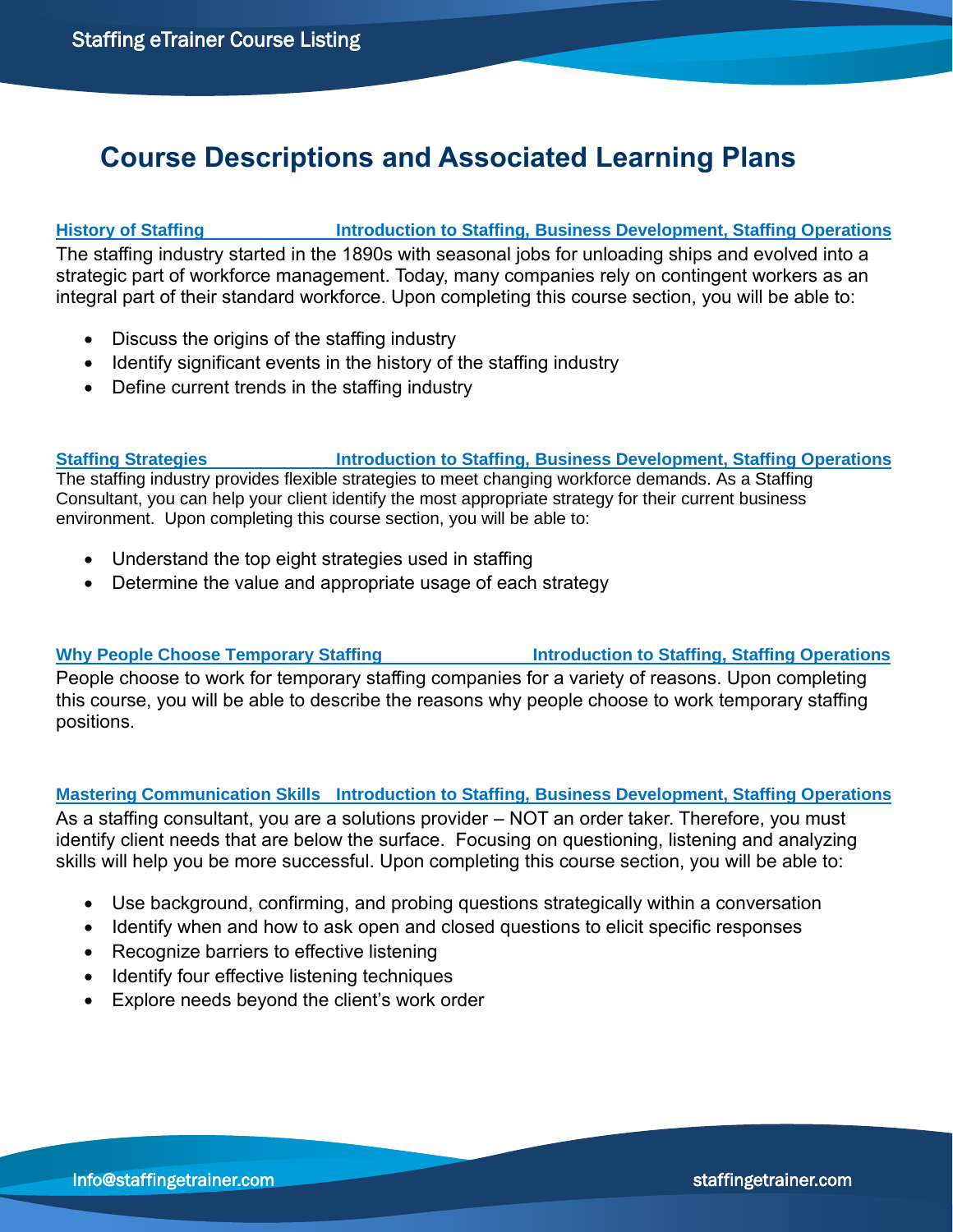# Course Descriptions and Associated Learning Plans

**History of Staffing** — **Introduction to Staffing, Business Development, Staffing Operations**

The staffing industry started in the 1890s with seasonal jobs for unloading ships and evolved into a strategic part of workforce management. Today, many companies rely on contingent workers as an integral part of their standard workforce. Upon completing this course section, you will be able to:

- Discuss the origins of the staffing industry
- Identify significant events in the history of the staffing industry
- Define current trends in the staffing industry

**Staffing Strategies** — **Introduction to Staffing, Business Development, Staffing Operations**

The staffing industry provides flexible strategies to meet changing workforce demands. As a Staffing Consultant, you can help your client identify the most appropriate strategy for their current business environment. Upon completing this course section, you will be able to:

- Understand the top eight strategies used in staffing
- Determine the value and appropriate usage of each strategy

**Why People Choose Temporary Staffing** — **Introduction to Staffing, Staffing Operations**

People choose to work for temporary staffing companies for a variety of reasons. Upon completing this course, you will be able to describe the reasons why people choose to work temporary staffing positions.

**Mastering Communication Skills** — **Introduction to Staffing, Business Development, Staffing Operations**

As a staffing consultant, you are a solutions provider – NOT an order taker. Therefore, you must identify client needs that are below the surface. Focusing on questioning, listening and analyzing skills will help you be more successful. Upon completing this course section, you will be able to:

- Use background, confirming, and probing questions strategically within a conversation
- Identify when and how to ask open and closed questions to elicit specific responses
- Recognize barriers to effective listening
- Identify four effective listening techniques
- Explore needs beyond the client's work order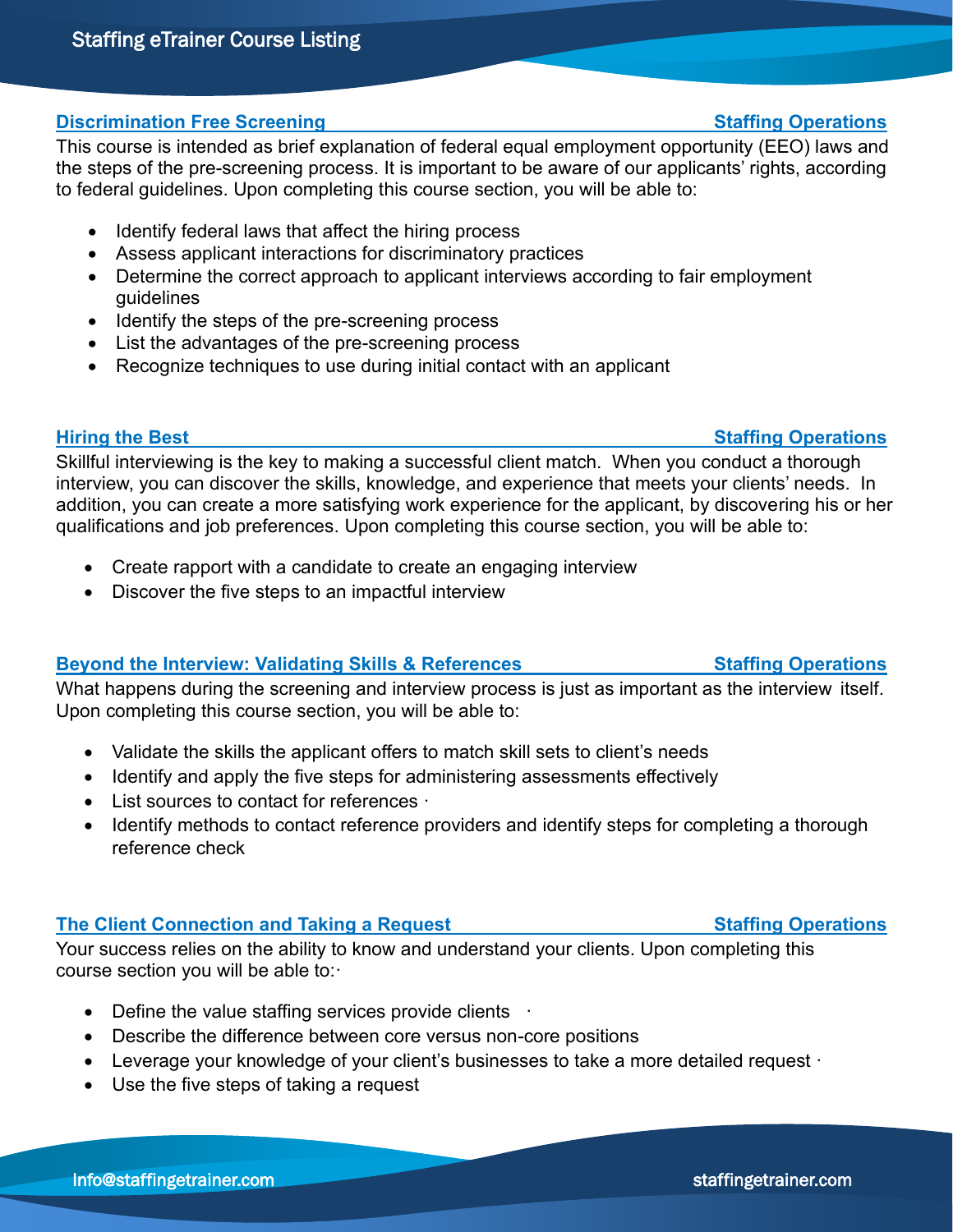## Discrimination Free Screening — Staffing Operations

This course is intended as brief explanation of federal equal employment opportunity (EEO) laws and the steps of the pre-screening process. It is important to be aware of our applicants' rights, according to federal guidelines. Upon completing this course section, you will be able to:

- Identify federal laws that affect the hiring process
- Assess applicant interactions for discriminatory practices
- Determine the correct approach to applicant interviews according to fair employment guidelines
- Identify the steps of the pre-screening process
- List the advantages of the pre-screening process
- Recognize techniques to use during initial contact with an applicant

## Hiring the Best — Staffing Operations

Skillful interviewing is the key to making a successful client match. When you conduct a thorough interview, you can discover the skills, knowledge, and experience that meets your clients' needs. In addition, you can create a more satisfying work experience for the applicant, by discovering his or her qualifications and job preferences. Upon completing this course section, you will be able to:

- Create rapport with a candidate to create an engaging interview
- Discover the five steps to an impactful interview

## Beyond the Interview: Validating Skills & References — Staffing Operations

What happens during the screening and interview process is just as important as the interview itself. Upon completing this course section, you will be able to:

- Validate the skills the applicant offers to match skill sets to client's needs
- Identify and apply the five steps for administering assessments effectively
- List sources to contact for references ·
- Identify methods to contact reference providers and identify steps for completing a thorough reference check

## The Client Connection and Taking a Request — Staffing Operations

Your success relies on the ability to know and understand your clients. Upon completing this course section you will be able to:·

- Define the value staffing services provide clients ·
- Describe the difference between core versus non-core positions
- Leverage your knowledge of your client's businesses to take a more detailed request ·
- Use the five steps of taking a request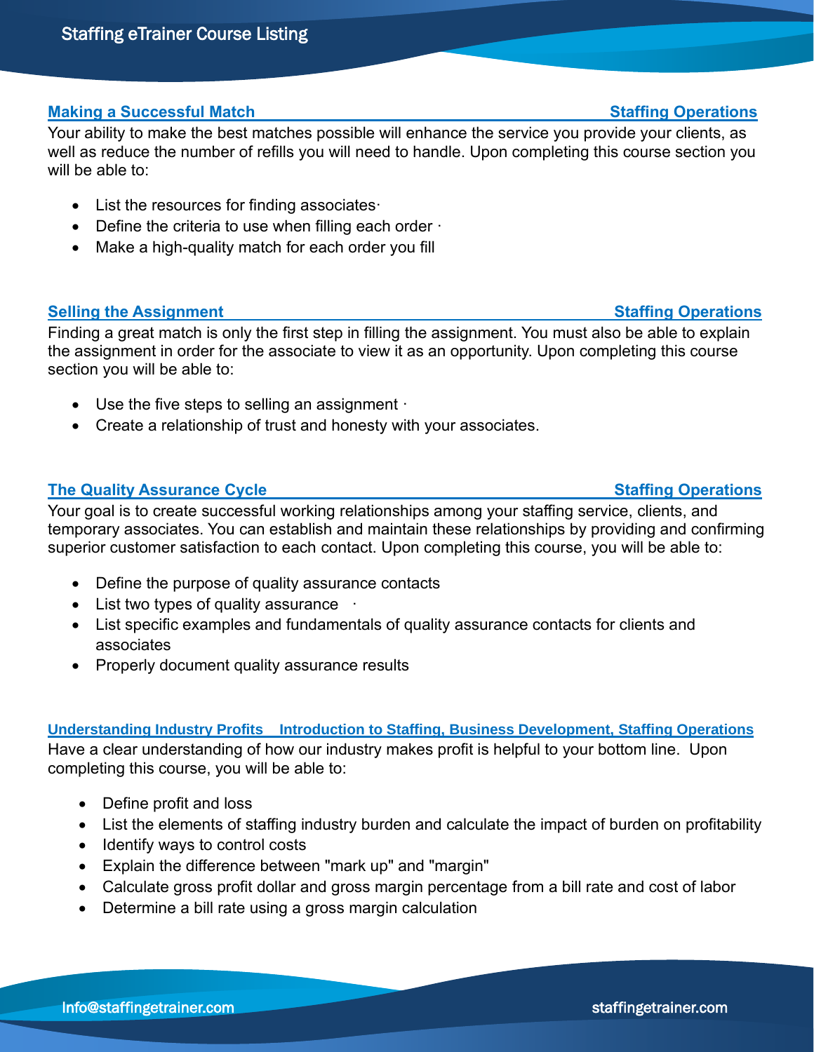### Making a Successful Match — Staffing Operations

Your ability to make the best matches possible will enhance the service you provide your clients, as well as reduce the number of refills you will need to handle. Upon completing this course section you will be able to:

- List the resources for finding associates·
- Define the criteria to use when filling each order ·
- Make a high-quality match for each order you fill

### Selling the Assignment — Staffing Operations

Finding a great match is only the first step in filling the assignment. You must also be able to explain the assignment in order for the associate to view it as an opportunity. Upon completing this course section you will be able to:

- Use the five steps to selling an assignment ·
- Create a relationship of trust and honesty with your associates.

### The Quality Assurance Cycle — Staffing Operations

Your goal is to create successful working relationships among your staffing service, clients, and temporary associates. You can establish and maintain these relationships by providing and confirming superior customer satisfaction to each contact. Upon completing this course, you will be able to:

- Define the purpose of quality assurance contacts
- List two types of quality assurance ·
- List specific examples and fundamentals of quality assurance contacts for clients and associates
- Properly document quality assurance results

### Understanding Industry Profits — Introduction to Staffing, Business Development, Staffing Operations

Have a clear understanding of how our industry makes profit is helpful to your bottom line. Upon completing this course, you will be able to:

- Define profit and loss
- List the elements of staffing industry burden and calculate the impact of burden on profitability
- Identify ways to control costs
- Explain the difference between "mark up" and "margin"
- Calculate gross profit dollar and gross margin percentage from a bill rate and cost of labor
- Determine a bill rate using a gross margin calculation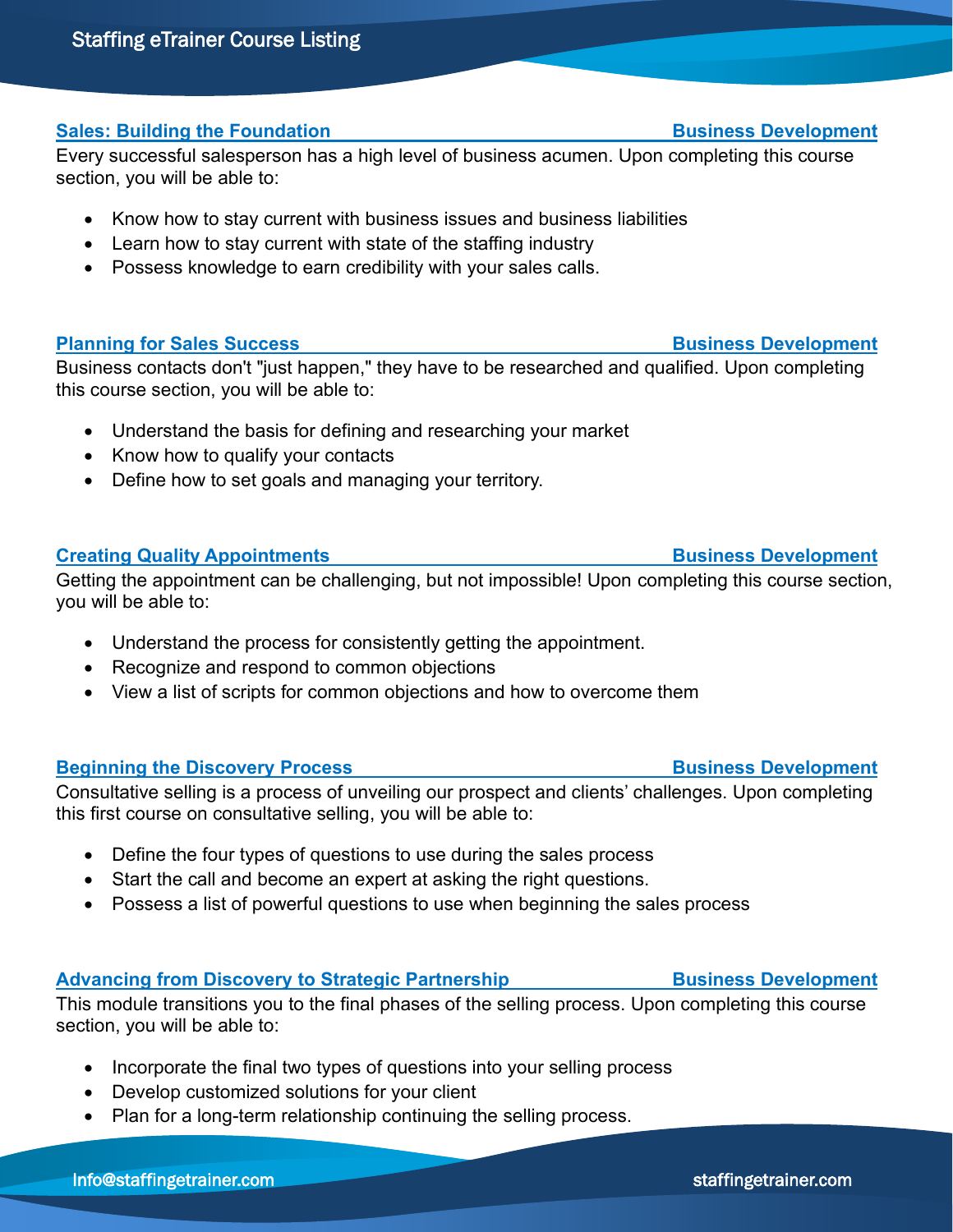### Sales: Building the Foundation — Business Development

Every successful salesperson has a high level of business acumen. Upon completing this course section, you will be able to:

- Know how to stay current with business issues and business liabilities
- Learn how to stay current with state of the staffing industry
- Possess knowledge to earn credibility with your sales calls.

### Planning for Sales Success — Business Development

Business contacts don't "just happen," they have to be researched and qualified. Upon completing this course section, you will be able to:

- Understand the basis for defining and researching your market
- Know how to qualify your contacts
- Define how to set goals and managing your territory.

### Creating Quality Appointments — Business Development

Getting the appointment can be challenging, but not impossible! Upon completing this course section, you will be able to:

- Understand the process for consistently getting the appointment.
- Recognize and respond to common objections
- View a list of scripts for common objections and how to overcome them

### Beginning the Discovery Process — Business Development

Consultative selling is a process of unveiling our prospect and clients' challenges. Upon completing this first course on consultative selling, you will be able to:

- Define the four types of questions to use during the sales process
- Start the call and become an expert at asking the right questions.
- Possess a list of powerful questions to use when beginning the sales process

### Advancing from Discovery to Strategic Partnership — Business Development

This module transitions you to the final phases of the selling process. Upon completing this course section, you will be able to:

- Incorporate the final two types of questions into your selling process
- Develop customized solutions for your client
- Plan for a long-term relationship continuing the selling process.